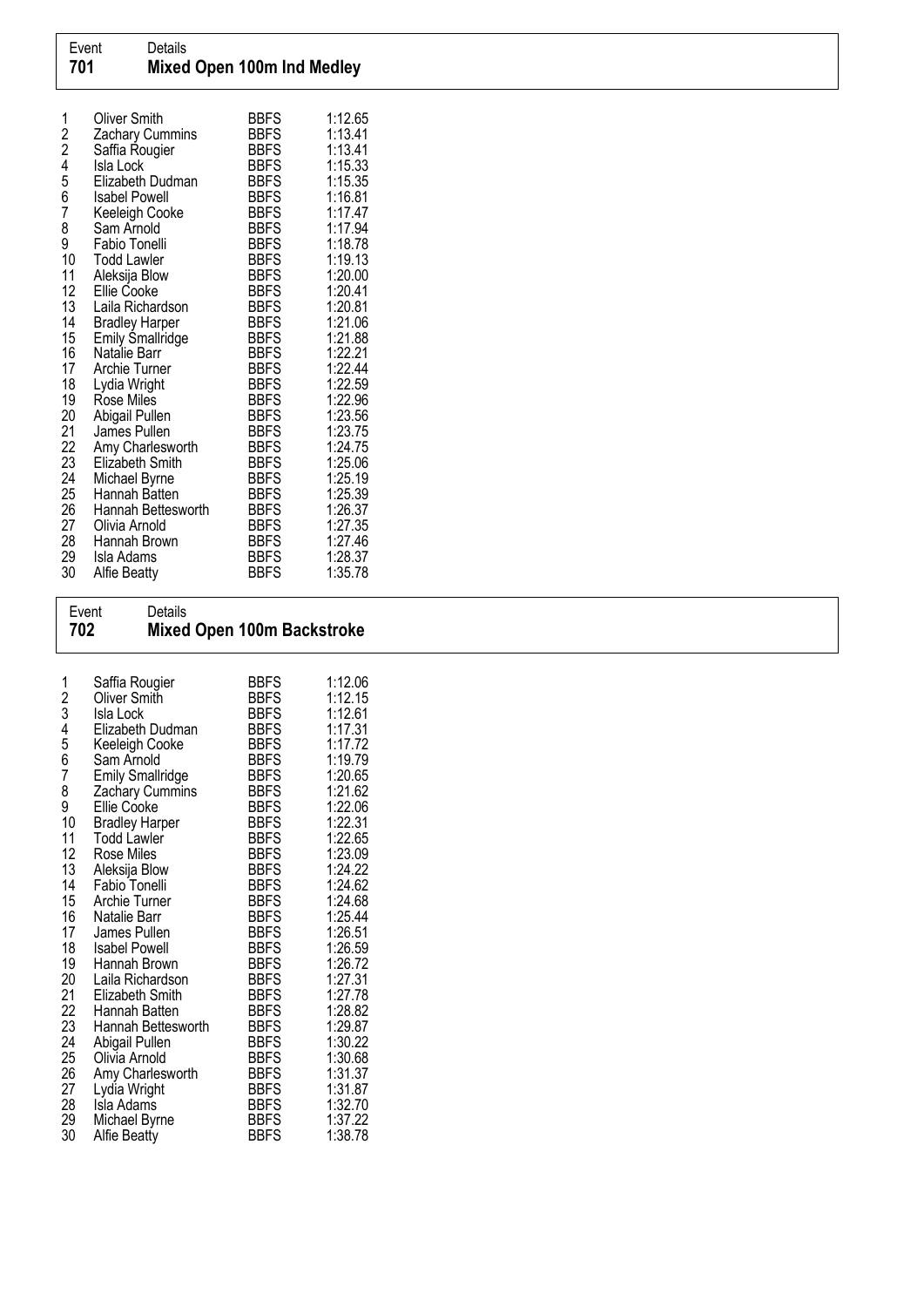| Event | Details |
|---|---|
| **701** | **Mixed Open 100m Ind Medley** |

| | | | |
|---|---|---|---|
| 1 | Oliver Smith | BBFS | 1:12.65 |
| 2 | Zachary Cummins | BBFS | 1:13.41 |
| 2 | Saffia Rougier | BBFS | 1:13.41 |
| 4 | Isla Lock | BBFS | 1:15.33 |
| 5 | Elizabeth Dudman | BBFS | 1:15.35 |
| 6 | Isabel Powell | BBFS | 1:16.81 |
| 7 | Keeleigh Cooke | BBFS | 1:17.47 |
| 8 | Sam Arnold | BBFS | 1:17.94 |
| 9 | Fabio Tonelli | BBFS | 1:18.78 |
| 10 | Todd Lawler | BBFS | 1:19.13 |
| 11 | Aleksija Blow | BBFS | 1:20.00 |
| 12 | Ellie Cooke | BBFS | 1:20.41 |
| 13 | Laila Richardson | BBFS | 1:20.81 |
| 14 | Bradley Harper | BBFS | 1:21.06 |
| 15 | Emily Smallridge | BBFS | 1:21.88 |
| 16 | Natalie Barr | BBFS | 1:22.21 |
| 17 | Archie Turner | BBFS | 1:22.44 |
| 18 | Lydia Wright | BBFS | 1:22.59 |
| 19 | Rose Miles | BBFS | 1:22.96 |
| 20 | Abigail Pullen | BBFS | 1:23.56 |
| 21 | James Pullen | BBFS | 1:23.75 |
| 22 | Amy Charlesworth | BBFS | 1:24.75 |
| 23 | Elizabeth Smith | BBFS | 1:25.06 |
| 24 | Michael Byrne | BBFS | 1:25.19 |
| 25 | Hannah Batten | BBFS | 1:25.39 |
| 26 | Hannah Bettesworth | BBFS | 1:26.37 |
| 27 | Olivia Arnold | BBFS | 1:27.35 |
| 28 | Hannah Brown | BBFS | 1:27.46 |
| 29 | Isla Adams | BBFS | 1:28.37 |
| 30 | Alfie Beatty | BBFS | 1:35.78 |

| Event | Details |
|---|---|
| **702** | **Mixed Open 100m Backstroke** |

| | | | |
|---|---|---|---|
| 1 | Saffia Rougier | BBFS | 1:12.06 |
| 2 | Oliver Smith | BBFS | 1:12.15 |
| 3 | Isla Lock | BBFS | 1:12.61 |
| 4 | Elizabeth Dudman | BBFS | 1:17.31 |
| 5 | Keeleigh Cooke | BBFS | 1:17.72 |
| 6 | Sam Arnold | BBFS | 1:19.79 |
| 7 | Emily Smallridge | BBFS | 1:20.65 |
| 8 | Zachary Cummins | BBFS | 1:21.62 |
| 9 | Ellie Cooke | BBFS | 1:22.06 |
| 10 | Bradley Harper | BBFS | 1:22.31 |
| 11 | Todd Lawler | BBFS | 1:22.65 |
| 12 | Rose Miles | BBFS | 1:23.09 |
| 13 | Aleksija Blow | BBFS | 1:24.22 |
| 14 | Fabio Tonelli | BBFS | 1:24.62 |
| 15 | Archie Turner | BBFS | 1:24.68 |
| 16 | Natalie Barr | BBFS | 1:25.44 |
| 17 | James Pullen | BBFS | 1:26.51 |
| 18 | Isabel Powell | BBFS | 1:26.59 |
| 19 | Hannah Brown | BBFS | 1:26.72 |
| 20 | Laila Richardson | BBFS | 1:27.31 |
| 21 | Elizabeth Smith | BBFS | 1:27.78 |
| 22 | Hannah Batten | BBFS | 1:28.82 |
| 23 | Hannah Bettesworth | BBFS | 1:29.87 |
| 24 | Abigail Pullen | BBFS | 1:30.22 |
| 25 | Olivia Arnold | BBFS | 1:30.68 |
| 26 | Amy Charlesworth | BBFS | 1:31.37 |
| 27 | Lydia Wright | BBFS | 1:31.87 |
| 28 | Isla Adams | BBFS | 1:32.70 |
| 29 | Michael Byrne | BBFS | 1:37.22 |
| 30 | Alfie Beatty | BBFS | 1:38.78 |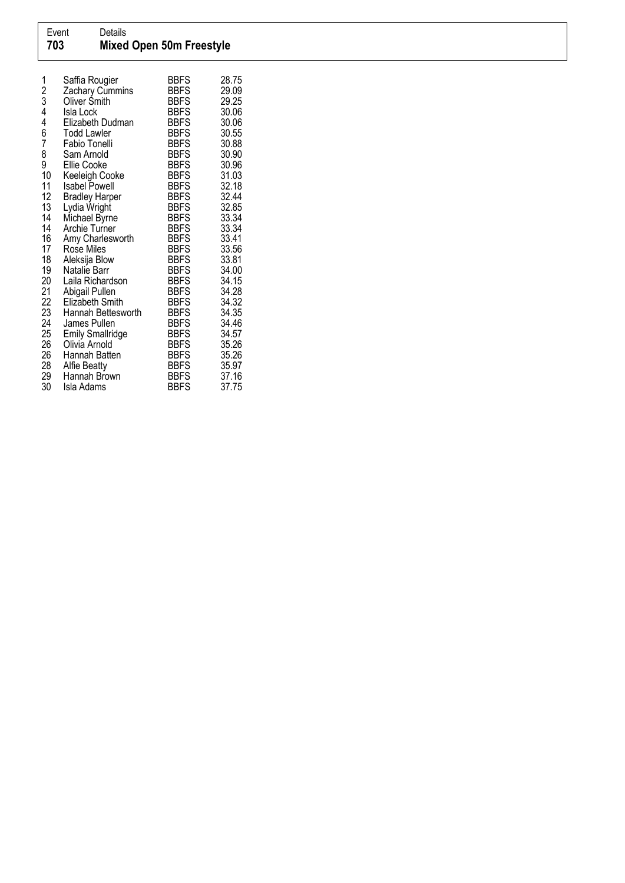| Event | Details |
|---|---|
| **703** | **Mixed Open 50m Freestyle** |

| | | | |
|---|---|---|---|
| 1 | Saffia Rougier | BBFS | 28.75 |
| 2 | Zachary Cummins | BBFS | 29.09 |
| 3 | Oliver Smith | BBFS | 29.25 |
| 4 | Isla Lock | BBFS | 30.06 |
| 4 | Elizabeth Dudman | BBFS | 30.06 |
| 6 | Todd Lawler | BBFS | 30.55 |
| 7 | Fabio Tonelli | BBFS | 30.88 |
| 8 | Sam Arnold | BBFS | 30.90 |
| 9 | Ellie Cooke | BBFS | 30.96 |
| 10 | Keeleigh Cooke | BBFS | 31.03 |
| 11 | Isabel Powell | BBFS | 32.18 |
| 12 | Bradley Harper | BBFS | 32.44 |
| 13 | Lydia Wright | BBFS | 32.85 |
| 14 | Michael Byrne | BBFS | 33.34 |
| 14 | Archie Turner | BBFS | 33.34 |
| 16 | Amy Charlesworth | BBFS | 33.41 |
| 17 | Rose Miles | BBFS | 33.56 |
| 18 | Aleksija Blow | BBFS | 33.81 |
| 19 | Natalie Barr | BBFS | 34.00 |
| 20 | Laila Richardson | BBFS | 34.15 |
| 21 | Abigail Pullen | BBFS | 34.28 |
| 22 | Elizabeth Smith | BBFS | 34.32 |
| 23 | Hannah Bettesworth | BBFS | 34.35 |
| 24 | James Pullen | BBFS | 34.46 |
| 25 | Emily Smallridge | BBFS | 34.57 |
| 26 | Olivia Arnold | BBFS | 35.26 |
| 26 | Hannah Batten | BBFS | 35.26 |
| 28 | Alfie Beatty | BBFS | 35.97 |
| 29 | Hannah Brown | BBFS | 37.16 |
| 30 | Isla Adams | BBFS | 37.75 |